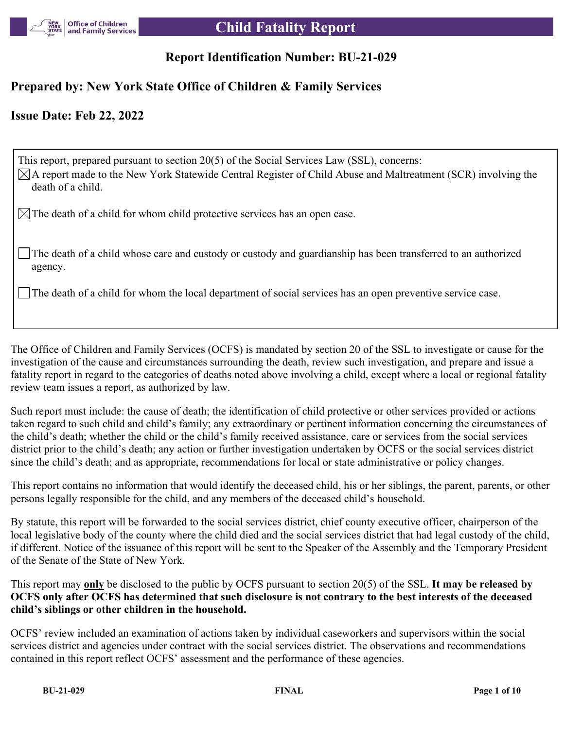# Child Fatality Report

## Report Identification Number: BU-21-029

## Prepared by: New York State Office of Children & Family Services

## Issue Date: Feb 22, 2022

This report, prepared pursuant to section 20(5) of the Social Services Law (SSL), concerns:

- ☒ A report made to the New York Statewide Central Register of Child Abuse and Maltreatment (SCR) involving the death of a child.
- ☒ The death of a child for whom child protective services has an open case.
- ☐ The death of a child whose care and custody or custody and guardianship has been transferred to an authorized agency.
- ☐ The death of a child for whom the local department of social services has an open preventive service case.

The Office of Children and Family Services (OCFS) is mandated by section 20 of the SSL to investigate or cause for the investigation of the cause and circumstances surrounding the death, review such investigation, and prepare and issue a fatality report in regard to the categories of deaths noted above involving a child, except where a local or regional fatality review team issues a report, as authorized by law.

Such report must include: the cause of death; the identification of child protective or other services provided or actions taken regard to such child and child's family; any extraordinary or pertinent information concerning the circumstances of the child's death; whether the child or the child's family received assistance, care or services from the social services district prior to the child's death; any action or further investigation undertaken by OCFS or the social services district since the child's death; and as appropriate, recommendations for local or state administrative or policy changes.

This report contains no information that would identify the deceased child, his or her siblings, the parent, parents, or other persons legally responsible for the child, and any members of the deceased child's household.

By statute, this report will be forwarded to the social services district, chief county executive officer, chairperson of the local legislative body of the county where the child died and the social services district that had legal custody of the child, if different. Notice of the issuance of this report will be sent to the Speaker of the Assembly and the Temporary President of the Senate of the State of New York.

This report may **only** be disclosed to the public by OCFS pursuant to section 20(5) of the SSL. **It may be released by OCFS only after OCFS has determined that such disclosure is not contrary to the best interests of the deceased child's siblings or other children in the household.**

OCFS' review included an examination of actions taken by individual caseworkers and supervisors within the social services district and agencies under contract with the social services district. The observations and recommendations contained in this report reflect OCFS' assessment and the performance of these agencies.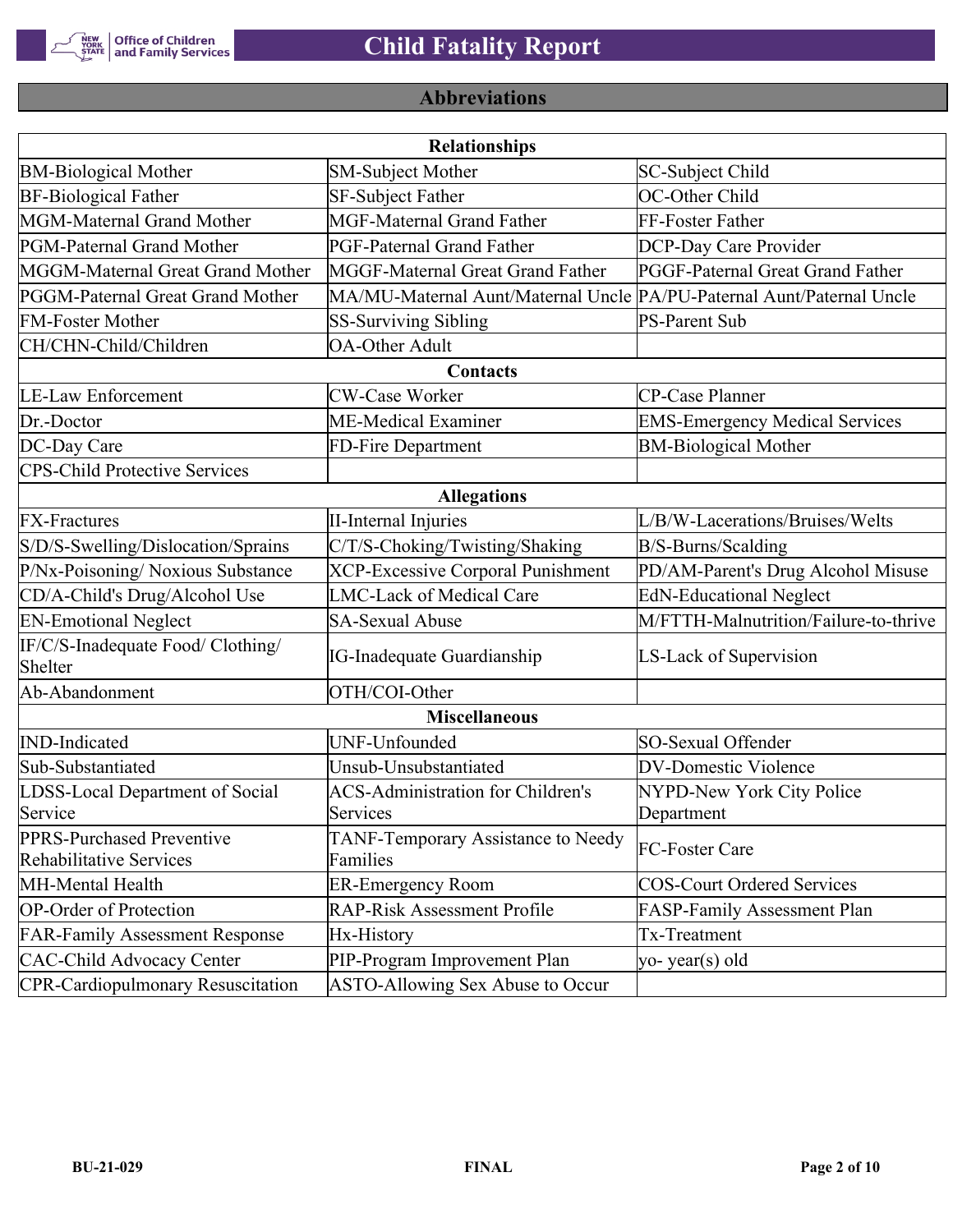## Abbreviations

| Relationships | | |
|---|---|---|
| BM-Biological Mother | SM-Subject Mother | SC-Subject Child |
| BF-Biological Father | SF-Subject Father | OC-Other Child |
| MGM-Maternal Grand Mother | MGF-Maternal Grand Father | FF-Foster Father |
| PGM-Paternal Grand Mother | PGF-Paternal Grand Father | DCP-Day Care Provider |
| MGGM-Maternal Great Grand Mother | MGGF-Maternal Great Grand Father | PGGF-Paternal Great Grand Father |
| PGGM-Paternal Great Grand Mother | MA/MU-Maternal Aunt/Maternal Uncle | PA/PU-Paternal Aunt/Paternal Uncle |
| FM-Foster Mother | SS-Surviving Sibling | PS-Parent Sub |
| CH/CHN-Child/Children | OA-Other Adult | |
| **Contacts** | | |
| LE-Law Enforcement | CW-Case Worker | CP-Case Planner |
| Dr.-Doctor | ME-Medical Examiner | EMS-Emergency Medical Services |
| DC-Day Care | FD-Fire Department | BM-Biological Mother |
| CPS-Child Protective Services | | |
| **Allegations** | | |
| FX-Fractures | II-Internal Injuries | L/B/W-Lacerations/Bruises/Welts |
| S/D/S-Swelling/Dislocation/Sprains | C/T/S-Choking/Twisting/Shaking | B/S-Burns/Scalding |
| P/Nx-Poisoning/ Noxious Substance | XCP-Excessive Corporal Punishment | PD/AM-Parent's Drug Alcohol Misuse |
| CD/A-Child's Drug/Alcohol Use | LMC-Lack of Medical Care | EdN-Educational Neglect |
| EN-Emotional Neglect | SA-Sexual Abuse | M/FTTH-Malnutrition/Failure-to-thrive |
| IF/C/S-Inadequate Food/ Clothing/ Shelter | IG-Inadequate Guardianship | LS-Lack of Supervision |
| Ab-Abandonment | OTH/COI-Other | |
| **Miscellaneous** | | |
| IND-Indicated | UNF-Unfounded | SO-Sexual Offender |
| Sub-Substantiated | Unsub-Unsubstantiated | DV-Domestic Violence |
| LDSS-Local Department of Social Service | ACS-Administration for Children's Services | NYPD-New York City Police Department |
| PPRS-Purchased Preventive Rehabilitative Services | TANF-Temporary Assistance to Needy Families | FC-Foster Care |
| MH-Mental Health | ER-Emergency Room | COS-Court Ordered Services |
| OP-Order of Protection | RAP-Risk Assessment Profile | FASP-Family Assessment Plan |
| FAR-Family Assessment Response | Hx-History | Tx-Treatment |
| CAC-Child Advocacy Center | PIP-Program Improvement Plan | yo- year(s) old |
| CPR-Cardiopulmonary Resuscitation | ASTO-Allowing Sex Abuse to Occur | |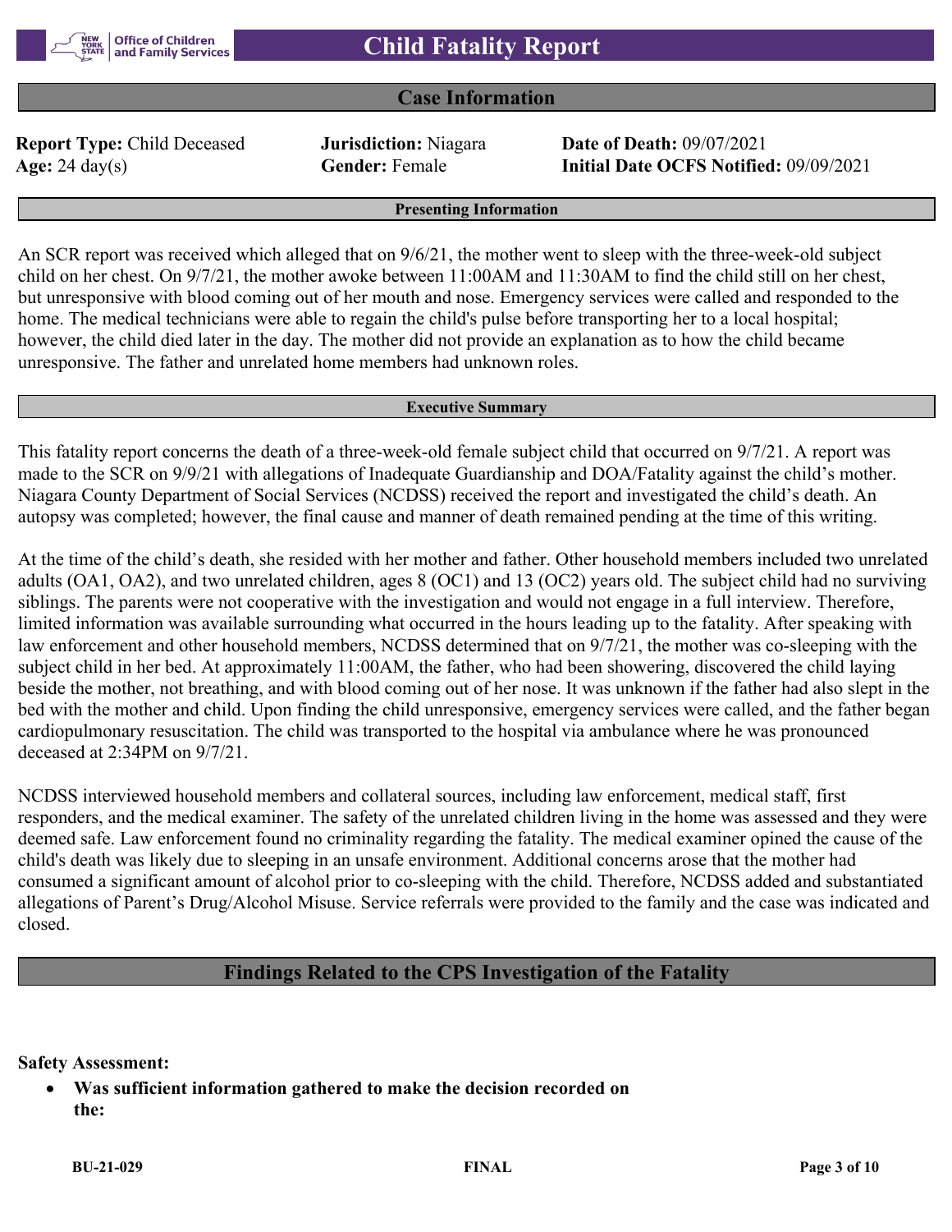# Child Fatality Report

## Case Information

**Report Type:** Child Deceased  **Jurisdiction:** Niagara  **Date of Death:** 09/07/2021
**Age:** 24 day(s)  **Gender:** Female  **Initial Date OCFS Notified:** 09/09/2021

### Presenting Information

An SCR report was received which alleged that on 9/6/21, the mother went to sleep with the three-week-old subject child on her chest. On 9/7/21, the mother awoke between 11:00AM and 11:30AM to find the child still on her chest, but unresponsive with blood coming out of her mouth and nose. Emergency services were called and responded to the home. The medical technicians were able to regain the child's pulse before transporting her to a local hospital; however, the child died later in the day. The mother did not provide an explanation as to how the child became unresponsive. The father and unrelated home members had unknown roles.

### Executive Summary

This fatality report concerns the death of a three-week-old female subject child that occurred on 9/7/21. A report was made to the SCR on 9/9/21 with allegations of Inadequate Guardianship and DOA/Fatality against the child's mother. Niagara County Department of Social Services (NCDSS) received the report and investigated the child's death. An autopsy was completed; however, the final cause and manner of death remained pending at the time of this writing.

At the time of the child's death, she resided with her mother and father. Other household members included two unrelated adults (OA1, OA2), and two unrelated children, ages 8 (OC1) and 13 (OC2) years old. The subject child had no surviving siblings. The parents were not cooperative with the investigation and would not engage in a full interview. Therefore, limited information was available surrounding what occurred in the hours leading up to the fatality. After speaking with law enforcement and other household members, NCDSS determined that on 9/7/21, the mother was co-sleeping with the subject child in her bed. At approximately 11:00AM, the father, who had been showering, discovered the child laying beside the mother, not breathing, and with blood coming out of her nose. It was unknown if the father had also slept in the bed with the mother and child. Upon finding the child unresponsive, emergency services were called, and the father began cardiopulmonary resuscitation. The child was transported to the hospital via ambulance where he was pronounced deceased at 2:34PM on 9/7/21.

NCDSS interviewed household members and collateral sources, including law enforcement, medical staff, first responders, and the medical examiner. The safety of the unrelated children living in the home was assessed and they were deemed safe. Law enforcement found no criminality regarding the fatality. The medical examiner opined the cause of the child's death was likely due to sleeping in an unsafe environment. Additional concerns arose that the mother had consumed a significant amount of alcohol prior to co-sleeping with the child. Therefore, NCDSS added and substantiated allegations of Parent's Drug/Alcohol Misuse. Service referrals were provided to the family and the case was indicated and closed.

## Findings Related to the CPS Investigation of the Fatality

**Safety Assessment:**

- **Was sufficient information gathered to make the decision recorded on the:**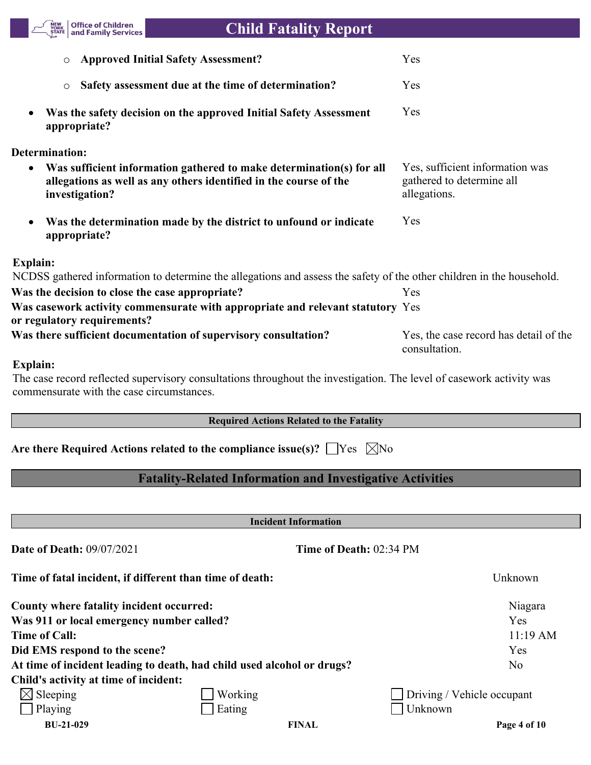- Approved Initial Safety Assessment? — Yes
- Safety assessment due at the time of determination? — Yes

- **Was the safety decision on the approved Initial Safety Assessment appropriate?** — Yes

**Determination:**

- **Was sufficient information gathered to make determination(s) for all allegations as well as any others identified in the course of the investigation?** — Yes, sufficient information was gathered to determine all allegations.
- **Was the determination made by the district to unfound or indicate appropriate?** — Yes

**Explain:**

NCDSS gathered information to determine the allegations and assess the safety of the other children in the household.

**Was the decision to close the case appropriate?** — Yes

**Was casework activity commensurate with appropriate and relevant statutory or regulatory requirements?** — Yes

**Was there sufficient documentation of supervisory consultation?** — Yes, the case record has detail of the consultation.

**Explain:**

The case record reflected supervisory consultations throughout the investigation. The level of casework activity was commensurate with the case circumstances.

### Required Actions Related to the Fatality

**Are there Required Actions related to the compliance issue(s)?** ☐ Yes ☒ No

## Fatality-Related Information and Investigative Activities

### Incident Information

**Date of Death:** 09/07/2021 **Time of Death:** 02:34 PM

**Time of fatal incident, if different than time of death:** Unknown

**County where fatality incident occurred:** Niagara

**Was 911 or local emergency number called?** Yes

**Time of Call:** 11:19 AM

**Did EMS respond to the scene?** Yes

**At time of incident leading to death, had child used alcohol or drugs?** No

**Child's activity at time of incident:**

| | | |
|---|---|---|
| ☒ Sleeping | ☐ Working | ☐ Driving / Vehicle occupant |
| ☐ Playing | ☐ Eating | ☐ Unknown |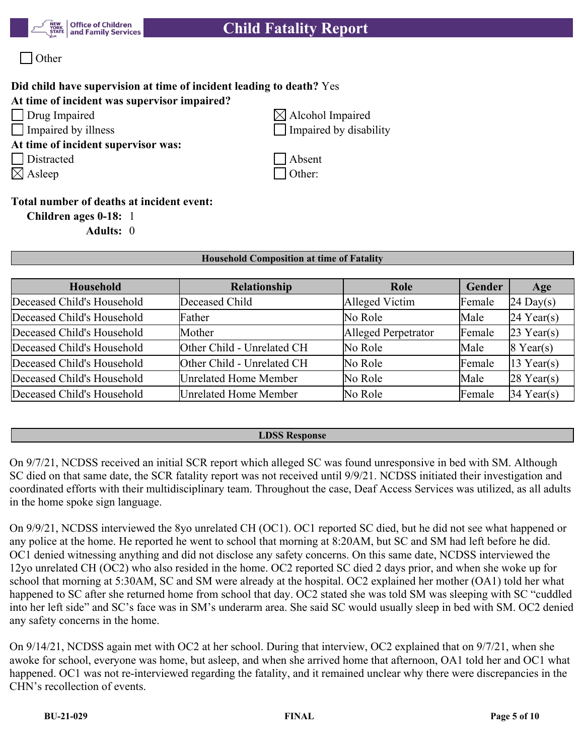☐ Other

**Did child have supervision at time of incident leading to death?** Yes

**At time of incident was supervisor impaired?**

☐ Drug Impaired
☒ Alcohol Impaired
☐ Impaired by illness
☐ Impaired by disability

**At time of incident supervisor was:**

☐ Distracted
☐ Absent
☒ Asleep
☐ Other:

**Total number of deaths at incident event:**

**Children ages 0-18:** 1

**Adults:** 0

**Household Composition at time of Fatality**

| Household | Relationship | Role | Gender | Age |
|---|---|---|---|---|
| Deceased Child's Household | Deceased Child | Alleged Victim | Female | 24 Day(s) |
| Deceased Child's Household | Father | No Role | Male | 24 Year(s) |
| Deceased Child's Household | Mother | Alleged Perpetrator | Female | 23 Year(s) |
| Deceased Child's Household | Other Child - Unrelated CH | No Role | Male | 8 Year(s) |
| Deceased Child's Household | Other Child - Unrelated CH | No Role | Female | 13 Year(s) |
| Deceased Child's Household | Unrelated Home Member | No Role | Male | 28 Year(s) |
| Deceased Child's Household | Unrelated Home Member | No Role | Female | 34 Year(s) |

**LDSS Response**

On 9/7/21, NCDSS received an initial SCR report which alleged SC was found unresponsive in bed with SM. Although SC died on that same date, the SCR fatality report was not received until 9/9/21. NCDSS initiated their investigation and coordinated efforts with their multidisciplinary team. Throughout the case, Deaf Access Services was utilized, as all adults in the home spoke sign language.

On 9/9/21, NCDSS interviewed the 8yo unrelated CH (OC1). OC1 reported SC died, but he did not see what happened or any police at the home. He reported he went to school that morning at 8:20AM, but SC and SM had left before he did. OC1 denied witnessing anything and did not disclose any safety concerns. On this same date, NCDSS interviewed the 12yo unrelated CH (OC2) who also resided in the home. OC2 reported SC died 2 days prior, and when she woke up for school that morning at 5:30AM, SC and SM were already at the hospital. OC2 explained her mother (OA1) told her what happened to SC after she returned home from school that day. OC2 stated she was told SM was sleeping with SC "cuddled into her left side" and SC's face was in SM's underarm area. She said SC would usually sleep in bed with SM. OC2 denied any safety concerns in the home.

On 9/14/21, NCDSS again met with OC2 at her school. During that interview, OC2 explained that on 9/7/21, when she awoke for school, everyone was home, but asleep, and when she arrived home that afternoon, OA1 told her and OC1 what happened. OC1 was not re-interviewed regarding the fatality, and it remained unclear why there were discrepancies in the CHN's recollection of events.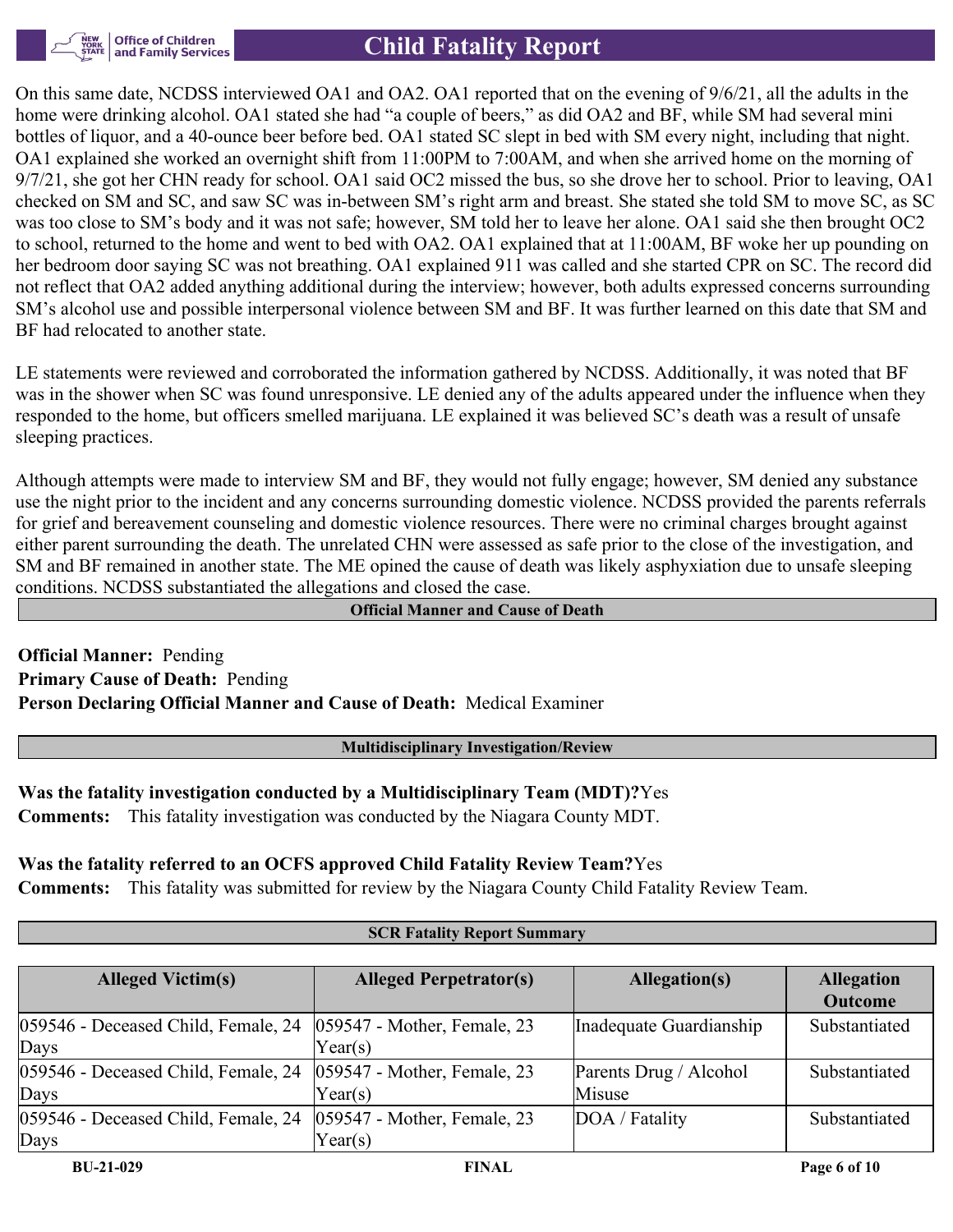On this same date, NCDSS interviewed OA1 and OA2. OA1 reported that on the evening of 9/6/21, all the adults in the home were drinking alcohol. OA1 stated she had "a couple of beers," as did OA2 and BF, while SM had several mini bottles of liquor, and a 40-ounce beer before bed. OA1 stated SC slept in bed with SM every night, including that night. OA1 explained she worked an overnight shift from 11:00PM to 7:00AM, and when she arrived home on the morning of 9/7/21, she got her CHN ready for school. OA1 said OC2 missed the bus, so she drove her to school. Prior to leaving, OA1 checked on SM and SC, and saw SC was in-between SM's right arm and breast. She stated she told SM to move SC, as SC was too close to SM's body and it was not safe; however, SM told her to leave her alone. OA1 said she then brought OC2 to school, returned to the home and went to bed with OA2. OA1 explained that at 11:00AM, BF woke her up pounding on her bedroom door saying SC was not breathing. OA1 explained 911 was called and she started CPR on SC. The record did not reflect that OA2 added anything additional during the interview; however, both adults expressed concerns surrounding SM's alcohol use and possible interpersonal violence between SM and BF. It was further learned on this date that SM and BF had relocated to another state.

LE statements were reviewed and corroborated the information gathered by NCDSS. Additionally, it was noted that BF was in the shower when SC was found unresponsive. LE denied any of the adults appeared under the influence when they responded to the home, but officers smelled marijuana. LE explained it was believed SC's death was a result of unsafe sleeping practices.

Although attempts were made to interview SM and BF, they would not fully engage; however, SM denied any substance use the night prior to the incident and any concerns surrounding domestic violence. NCDSS provided the parents referrals for grief and bereavement counseling and domestic violence resources. There were no criminal charges brought against either parent surrounding the death. The unrelated CHN were assessed as safe prior to the close of the investigation, and SM and BF remained in another state. The ME opined the cause of death was likely asphyxiation due to unsafe sleeping conditions. NCDSS substantiated the allegations and closed the case.

## Official Manner and Cause of Death

**Official Manner:** Pending
**Primary Cause of Death:** Pending
**Person Declaring Official Manner and Cause of Death:** Medical Examiner

## Multidisciplinary Investigation/Review

**Was the fatality investigation conducted by a Multidisciplinary Team (MDT)?** Yes
**Comments:** This fatality investigation was conducted by the Niagara County MDT.

**Was the fatality referred to an OCFS approved Child Fatality Review Team?** Yes
**Comments:** This fatality was submitted for review by the Niagara County Child Fatality Review Team.

## SCR Fatality Report Summary

| Alleged Victim(s) | Alleged Perpetrator(s) | Allegation(s) | Allegation Outcome |
|---|---|---|---|
| 059546 - Deceased Child, Female, 24 Days | 059547 - Mother, Female, 23 Year(s) | Inadequate Guardianship | Substantiated |
| 059546 - Deceased Child, Female, 24 Days | 059547 - Mother, Female, 23 Year(s) | Parents Drug / Alcohol Misuse | Substantiated |
| 059546 - Deceased Child, Female, 24 Days | 059547 - Mother, Female, 23 Year(s) | DOA / Fatality | Substantiated |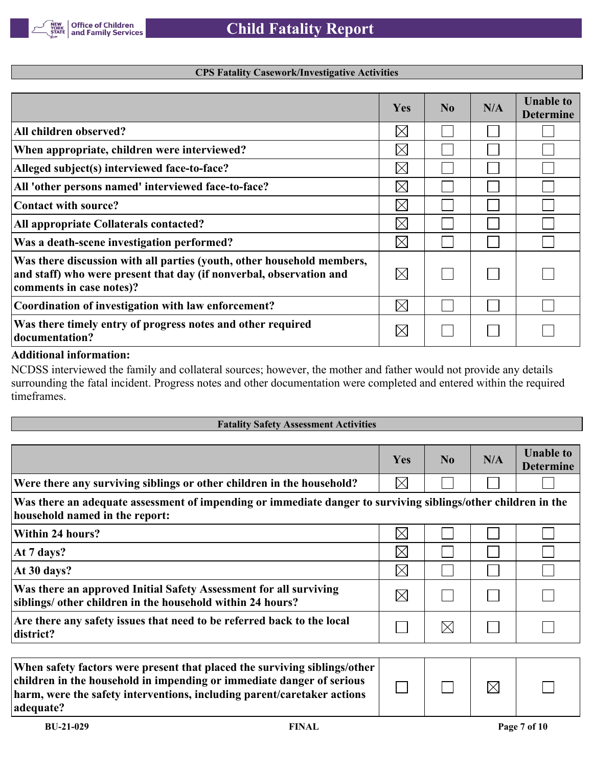## CPS Fatality Casework/Investigative Activities

| | Yes | No | N/A | Unable to Determine |
|---|---|---|---|---|
| All children observed? | ☒ | ☐ | ☐ | ☐ |
| When appropriate, children were interviewed? | ☒ | ☐ | ☐ | ☐ |
| Alleged subject(s) interviewed face-to-face? | ☒ | ☐ | ☐ | ☐ |
| All 'other persons named' interviewed face-to-face? | ☒ | ☐ | ☐ | ☐ |
| Contact with source? | ☒ | ☐ | ☐ | ☐ |
| All appropriate Collaterals contacted? | ☒ | ☐ | ☐ | ☐ |
| Was a death-scene investigation performed? | ☒ | ☐ | ☐ | ☐ |
| Was there discussion with all parties (youth, other household members, and staff) who were present that day (if nonverbal, observation and comments in case notes)? | ☒ | ☐ | ☐ | ☐ |
| Coordination of investigation with law enforcement? | ☒ | ☐ | ☐ | ☐ |
| Was there timely entry of progress notes and other required documentation? | ☒ | ☐ | ☐ | ☐ |

**Additional information:**

NCDSS interviewed the family and collateral sources; however, the mother and father would not provide any details surrounding the fatal incident. Progress notes and other documentation were completed and entered within the required timeframes.

## Fatality Safety Assessment Activities

| | Yes | No | N/A | Unable to Determine |
|---|---|---|---|---|
| Were there any surviving siblings or other children in the household? | ☒ | ☐ | ☐ | ☐ |
| **Was there an adequate assessment of impending or immediate danger to surviving siblings/other children in the household named in the report:** | | | | |
| Within 24 hours? | ☒ | ☐ | ☐ | ☐ |
| At 7 days? | ☒ | ☐ | ☐ | ☐ |
| At 30 days? | ☒ | ☐ | ☐ | ☐ |
| Was there an approved Initial Safety Assessment for all surviving siblings/ other children in the household within 24 hours? | ☒ | ☐ | ☐ | ☐ |
| Are there any safety issues that need to be referred back to the local district? | ☐ | ☒ | ☐ | ☐ |

| | Yes | No | N/A | Unable to Determine |
|---|---|---|---|---|
| When safety factors were present that placed the surviving siblings/other children in the household in impending or immediate danger of serious harm, were the safety interventions, including parent/caretaker actions adequate? | ☐ | ☐ | ☒ | ☐ |

BU-21-029 FINAL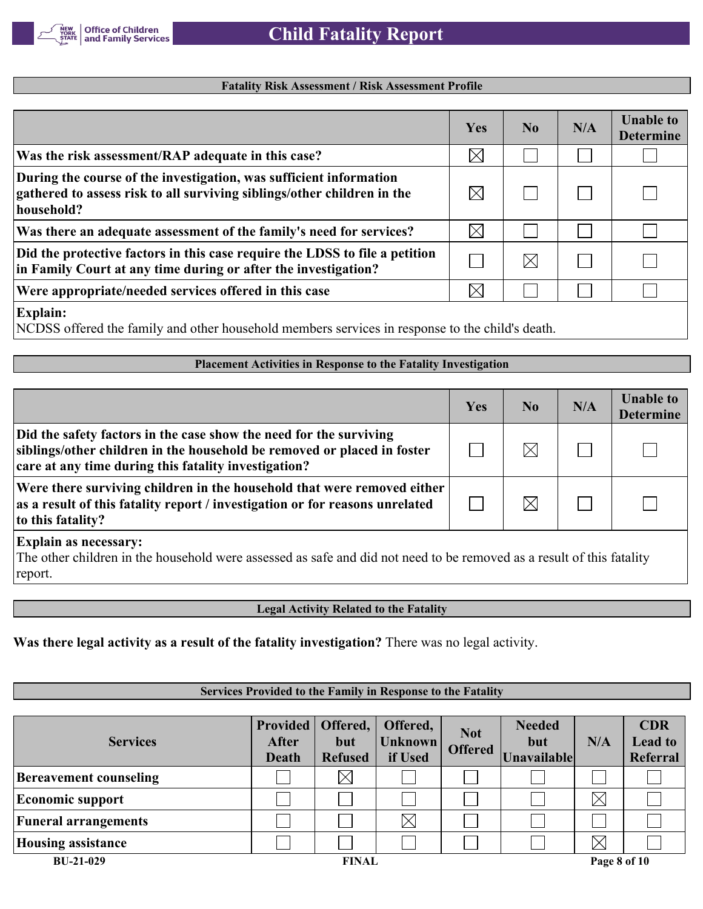## Fatality Risk Assessment / Risk Assessment Profile

| | Yes | No | N/A | Unable to Determine |
|---|---|---|---|---|
| Was the risk assessment/RAP adequate in this case? | ☒ | ☐ | ☐ | ☐ |
| During the course of the investigation, was sufficient information gathered to assess risk to all surviving siblings/other children in the household? | ☒ | ☐ | ☐ | ☐ |
| Was there an adequate assessment of the family's need for services? | ☒ | ☐ | ☐ | ☐ |
| Did the protective factors in this case require the LDSS to file a petition in Family Court at any time during or after the investigation? | ☐ | ☒ | ☐ | ☐ |
| Were appropriate/needed services offered in this case | ☒ | ☐ | ☐ | ☐ |

**Explain:**
NCDSS offered the family and other household members services in response to the child's death.

## Placement Activities in Response to the Fatality Investigation

| | Yes | No | N/A | Unable to Determine |
|---|---|---|---|---|
| Did the safety factors in the case show the need for the surviving siblings/other children in the household be removed or placed in foster care at any time during this fatality investigation? | ☐ | ☒ | ☐ | ☐ |
| Were there surviving children in the household that were removed either as a result of this fatality report / investigation or for reasons unrelated to this fatality? | ☐ | ☒ | ☐ | ☐ |

**Explain as necessary:**
The other children in the household were assessed as safe and did not need to be removed as a result of this fatality report.

## Legal Activity Related to the Fatality

**Was there legal activity as a result of the fatality investigation?** There was no legal activity.

## Services Provided to the Family in Response to the Fatality

| Services | Provided After Death | Offered, but Refused | Offered, Unknown if Used | Not Offered | Needed but Unavailable | N/A | CDR Lead to Referral |
|---|---|---|---|---|---|---|---|
| Bereavement counseling | ☐ | ☒ | ☐ | ☐ | ☐ | ☐ | ☐ |
| Economic support | ☐ | ☐ | ☐ | ☐ | ☐ | ☒ | ☐ |
| Funeral arrangements | ☐ | ☐ | ☒ | ☐ | ☐ | ☐ | ☐ |
| Housing assistance | ☐ | ☐ | ☐ | ☐ | ☐ | ☒ | ☐ |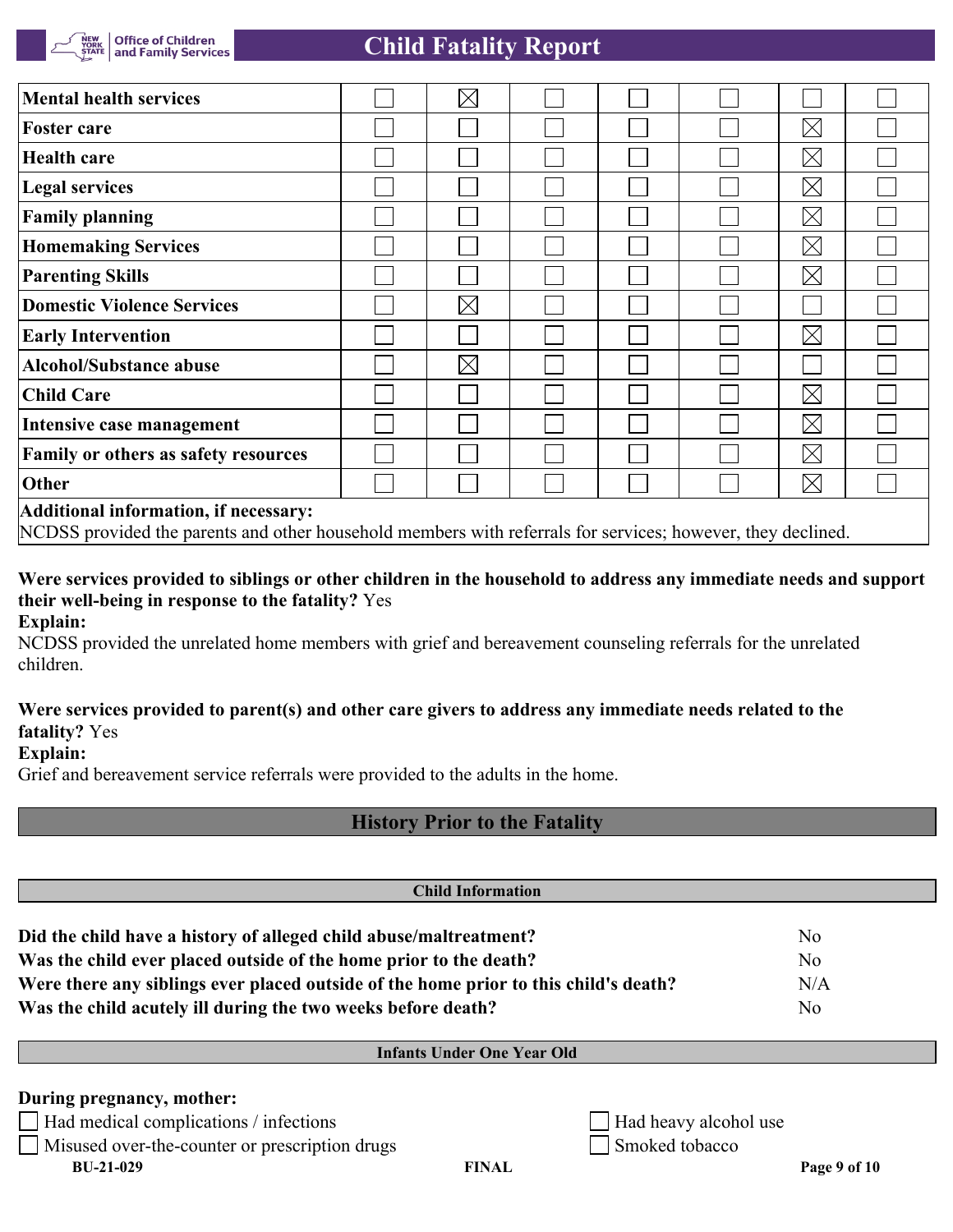| | | | | | | | |
|---|---|---|---|---|---|---|---|
| **Mental health services** | ☐ | ☒ | ☐ | ☐ | ☐ | ☐ | ☐ |
| **Foster care** | ☐ | ☐ | ☐ | ☐ | ☐ | ☒ | ☐ |
| **Health care** | ☐ | ☐ | ☐ | ☐ | ☐ | ☒ | ☐ |
| **Legal services** | ☐ | ☐ | ☐ | ☐ | ☐ | ☒ | ☐ |
| **Family planning** | ☐ | ☐ | ☐ | ☐ | ☐ | ☒ | ☐ |
| **Homemaking Services** | ☐ | ☐ | ☐ | ☐ | ☐ | ☒ | ☐ |
| **Parenting Skills** | ☐ | ☐ | ☐ | ☐ | ☐ | ☒ | ☐ |
| **Domestic Violence Services** | ☐ | ☒ | ☐ | ☐ | ☐ | ☐ | ☐ |
| **Early Intervention** | ☐ | ☐ | ☐ | ☐ | ☐ | ☒ | ☐ |
| **Alcohol/Substance abuse** | ☐ | ☒ | ☐ | ☐ | ☐ | ☐ | ☐ |
| **Child Care** | ☐ | ☐ | ☐ | ☐ | ☐ | ☒ | ☐ |
| **Intensive case management** | ☐ | ☐ | ☐ | ☐ | ☐ | ☒ | ☐ |
| **Family or others as safety resources** | ☐ | ☐ | ☐ | ☐ | ☐ | ☒ | ☐ |
| **Other** | ☐ | ☐ | ☐ | ☐ | ☐ | ☒ | ☐ |

**Additional information, if necessary:**
NCDSS provided the parents and other household members with referrals for services; however, they declined.

**Were services provided to siblings or other children in the household to address any immediate needs and support their well-being in response to the fatality?** Yes
**Explain:**
NCDSS provided the unrelated home members with grief and bereavement counseling referrals for the unrelated children.

**Were services provided to parent(s) and other care givers to address any immediate needs related to the fatality?** Yes
**Explain:**
Grief and bereavement service referrals were provided to the adults in the home.

## History Prior to the Fatality

### Child Information

| | |
|---|---|
| **Did the child have a history of alleged child abuse/maltreatment?** | No |
| **Was the child ever placed outside of the home prior to the death?** | No |
| **Were there any siblings ever placed outside of the home prior to this child's death?** | N/A |
| **Was the child acutely ill during the two weeks before death?** | No |

### Infants Under One Year Old

**During pregnancy, mother:**

- ☐ Had medical complications / infections
- ☐ Misused over-the-counter or prescription drugs
- ☐ Had heavy alcohol use
- ☐ Smoked tobacco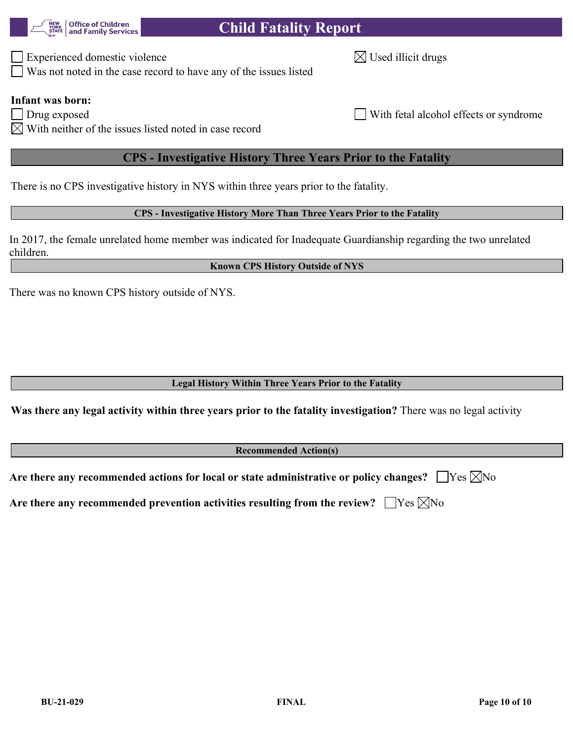- [ ] Experienced domestic violence
- [x] Used illicit drugs
- [ ] Was not noted in the case record to have any of the issues listed

**Infant was born:**

- [ ] Drug exposed
- [ ] With fetal alcohol effects or syndrome
- [x] With neither of the issues listed noted in case record

## CPS - Investigative History Three Years Prior to the Fatality

There is no CPS investigative history in NYS within three years prior to the fatality.

### CPS - Investigative History More Than Three Years Prior to the Fatality

In 2017, the female unrelated home member was indicated for Inadequate Guardianship regarding the two unrelated children.

### Known CPS History Outside of NYS

There was no known CPS history outside of NYS.

### Legal History Within Three Years Prior to the Fatality

**Was there any legal activity within three years prior to the fatality investigation?** There was no legal activity

### Recommended Action(s)

**Are there any recommended actions for local or state administrative or policy changes?** ☐ Yes ☒ No

**Are there any recommended prevention activities resulting from the review?** ☐ Yes ☒ No